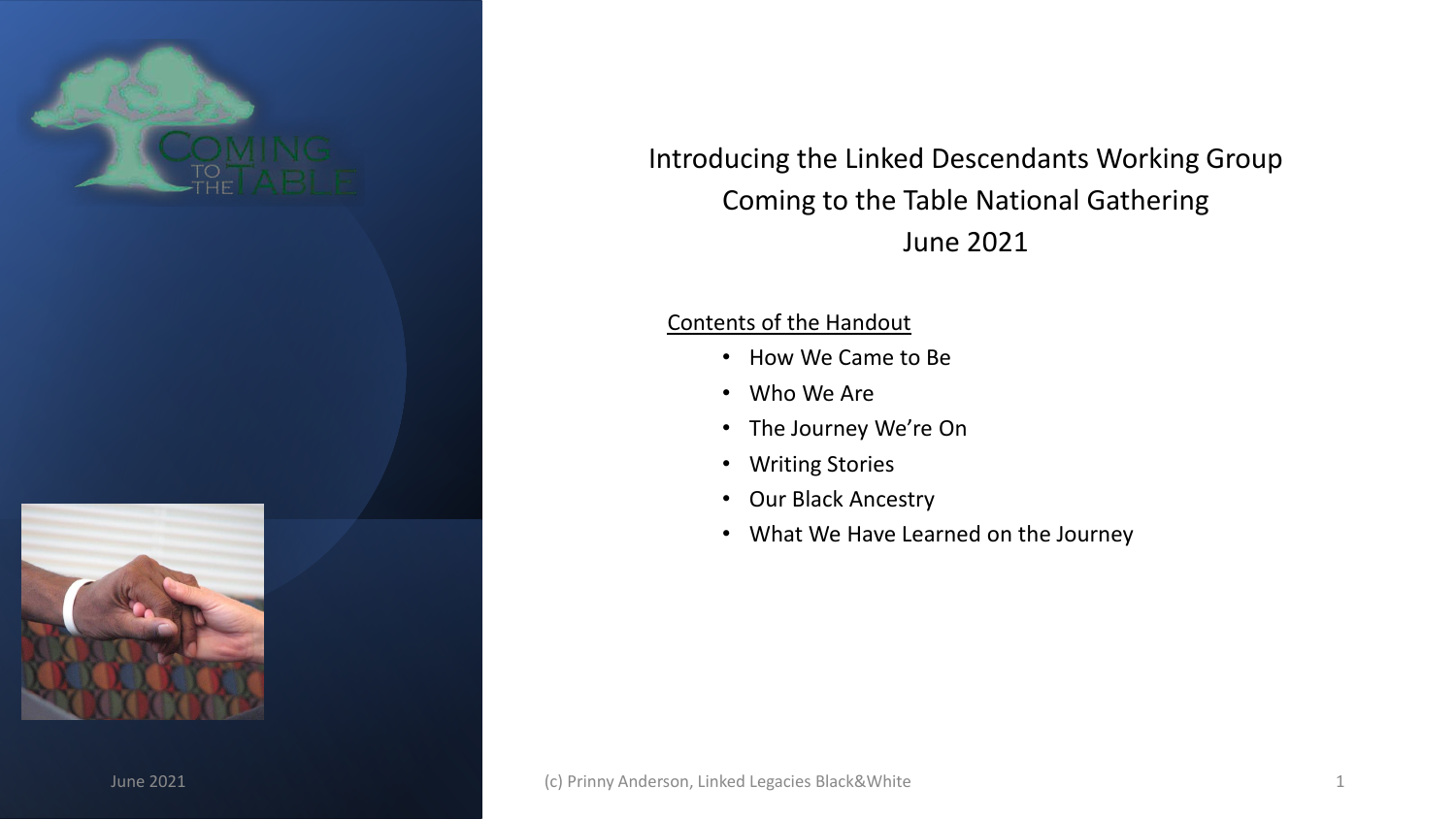# Introducing the Linked Descendants Working Group
## Coming to the Table National Gathering
## June 2021

Contents of the Handout

- How We Came to Be
- Who We Are
- The Journey We're On
- Writing Stories
- Our Black Ancestry
- What We Have Learned on the Journey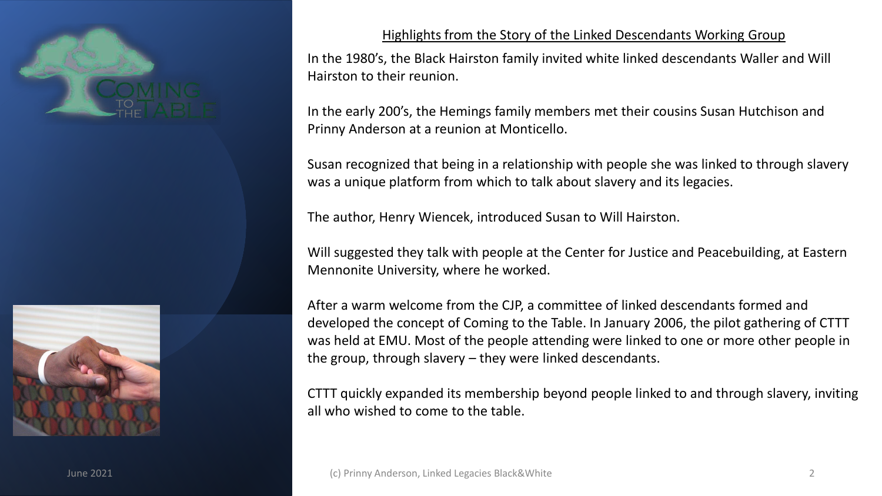## Highlights from the Story of the Linked Descendants Working Group

In the 1980's, the Black Hairston family invited white linked descendants Waller and Will Hairston to their reunion.

In the early 200's, the Hemings family members met their cousins Susan Hutchison and Prinny Anderson at a reunion at Monticello.

Susan recognized that being in a relationship with people she was linked to through slavery was a unique platform from which to talk about slavery and its legacies.

The author, Henry Wiencek, introduced Susan to Will Hairston.

Will suggested they talk with people at the Center for Justice and Peacebuilding, at Eastern Mennonite University, where he worked.

After a warm welcome from the CJP, a committee of linked descendants formed and developed the concept of Coming to the Table. In January 2006, the pilot gathering of CTTT was held at EMU. Most of the people attending were linked to one or more other people in the group, through slavery – they were linked descendants.

CTTT quickly expanded its membership beyond people linked to and through slavery, inviting all who wished to come to the table.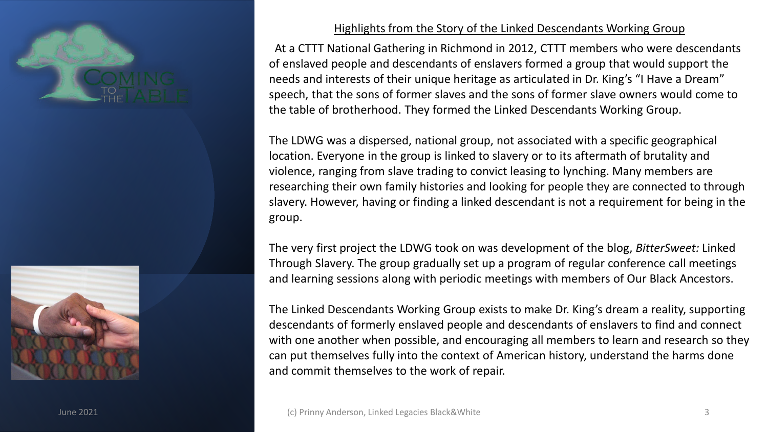## Highlights from the Story of the Linked Descendants Working Group

At a CTTT National Gathering in Richmond in 2012, CTTT members who were descendants of enslaved people and descendants of enslavers formed a group that would support the needs and interests of their unique heritage as articulated in Dr. King's "I Have a Dream" speech, that the sons of former slaves and the sons of former slave owners would come to the table of brotherhood. They formed the Linked Descendants Working Group.

The LDWG was a dispersed, national group, not associated with a specific geographical location. Everyone in the group is linked to slavery or to its aftermath of brutality and violence, ranging from slave trading to convict leasing to lynching. Many members are researching their own family histories and looking for people they are connected to through slavery. However, having or finding a linked descendant is not a requirement for being in the group.

The very first project the LDWG took on was development of the blog, *BitterSweet:* Linked Through Slavery. The group gradually set up a program of regular conference call meetings and learning sessions along with periodic meetings with members of Our Black Ancestors.

The Linked Descendants Working Group exists to make Dr. King's dream a reality, supporting descendants of formerly enslaved people and descendants of enslavers to find and connect with one another when possible, and encouraging all members to learn and research so they can put themselves fully into the context of American history, understand the harms done and commit themselves to the work of repair.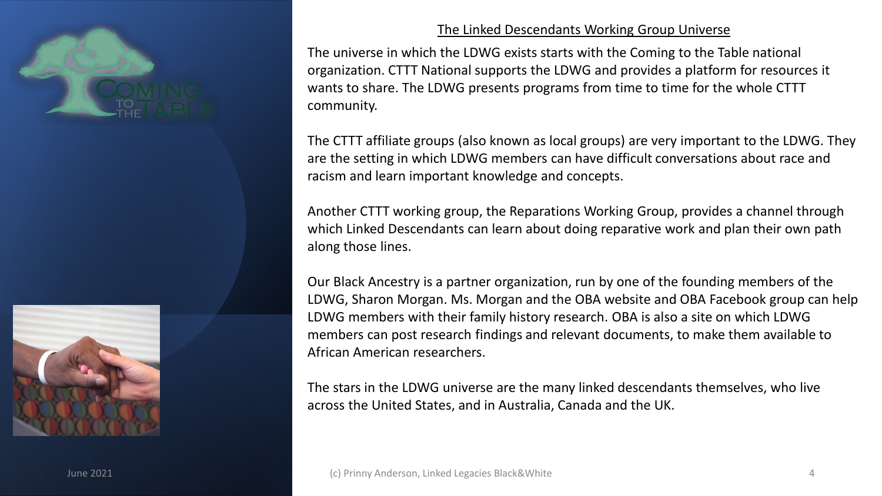## The Linked Descendants Working Group Universe

The universe in which the LDWG exists starts with the Coming to the Table national organization. CTTT National supports the LDWG and provides a platform for resources it wants to share. The LDWG presents programs from time to time for the whole CTTT community.

The CTTT affiliate groups (also known as local groups) are very important to the LDWG. They are the setting in which LDWG members can have difficult conversations about race and racism and learn important knowledge and concepts.

Another CTTT working group, the Reparations Working Group, provides a channel through which Linked Descendants can learn about doing reparative work and plan their own path along those lines.

Our Black Ancestry is a partner organization, run by one of the founding members of the LDWG, Sharon Morgan. Ms. Morgan and the OBA website and OBA Facebook group can help LDWG members with their family history research. OBA is also a site on which LDWG members can post research findings and relevant documents, to make them available to African American researchers.

The stars in the LDWG universe are the many linked descendants themselves, who live across the United States, and in Australia, Canada and the UK.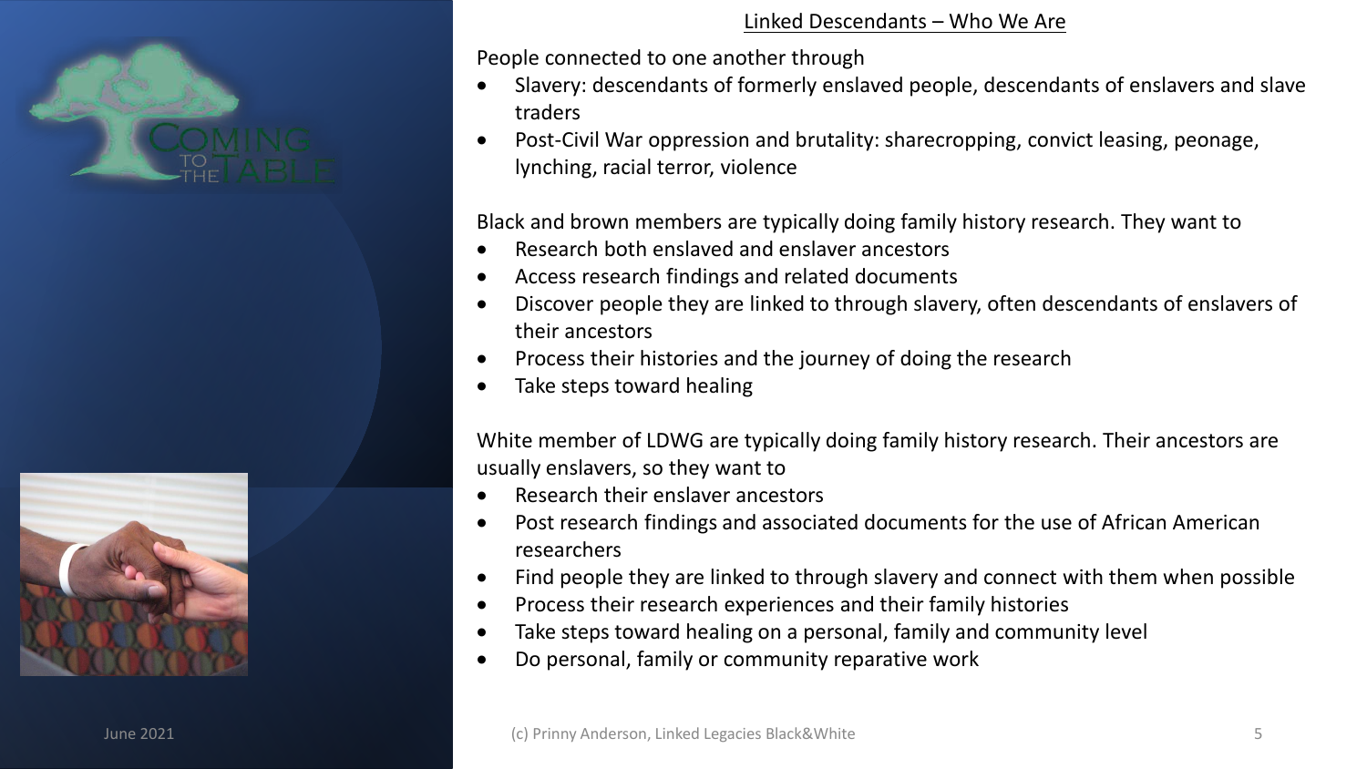## Linked Descendants – Who We Are

People connected to one another through

- Slavery: descendants of formerly enslaved people, descendants of enslavers and slave traders
- Post-Civil War oppression and brutality: sharecropping, convict leasing, peonage, lynching, racial terror, violence

Black and brown members are typically doing family history research. They want to

- Research both enslaved and enslaver ancestors
- Access research findings and related documents
- Discover people they are linked to through slavery, often descendants of enslavers of their ancestors
- Process their histories and the journey of doing the research
- Take steps toward healing

White member of LDWG are typically doing family history research. Their ancestors are usually enslavers, so they want to

- Research their enslaver ancestors
- Post research findings and associated documents for the use of African American researchers
- Find people they are linked to through slavery and connect with them when possible
- Process their research experiences and their family histories
- Take steps toward healing on a personal, family and community level
- Do personal, family or community reparative work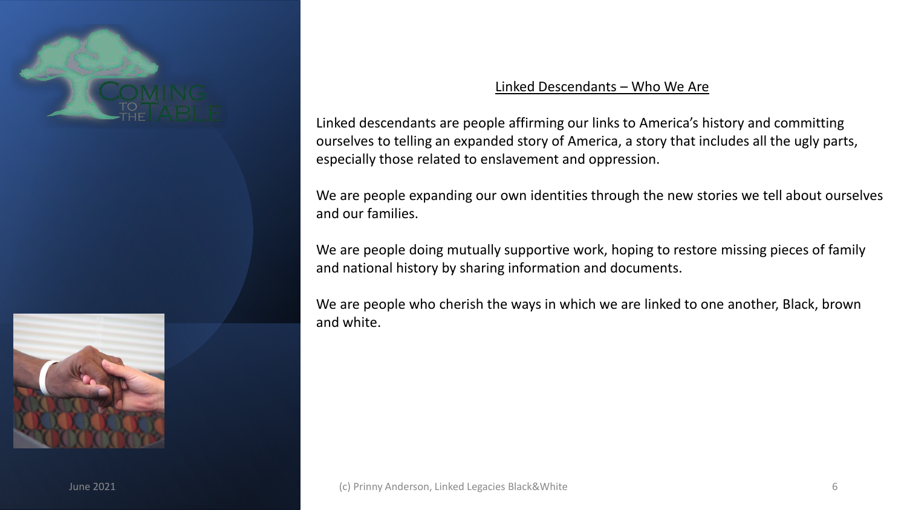## Linked Descendants – Who We Are

Linked descendants are people affirming our links to America's history and committing ourselves to telling an expanded story of America, a story that includes all the ugly parts, especially those related to enslavement and oppression.

We are people expanding our own identities through the new stories we tell about ourselves and our families.

We are people doing mutually supportive work, hoping to restore missing pieces of family and national history by sharing information and documents.

We are people who cherish the ways in which we are linked to one another, Black, brown and white.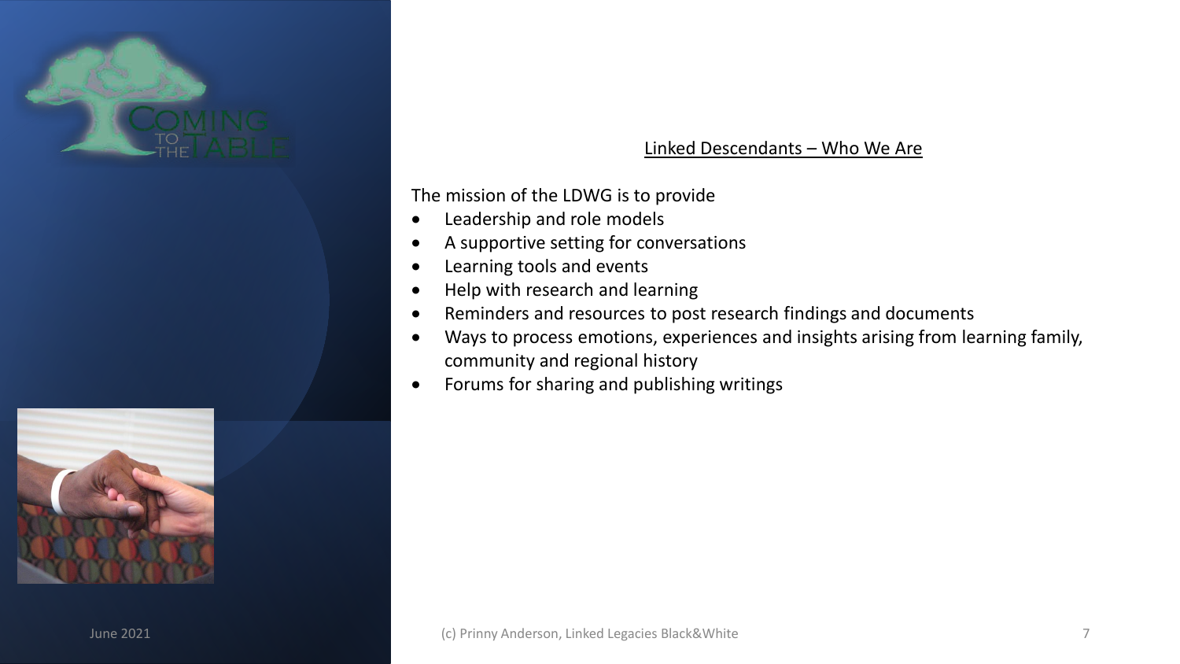## Linked Descendants – Who We Are

The mission of the LDWG is to provide

- Leadership and role models
- A supportive setting for conversations
- Learning tools and events
- Help with research and learning
- Reminders and resources to post research findings and documents
- Ways to process emotions, experiences and insights arising from learning family, community and regional history
- Forums for sharing and publishing writings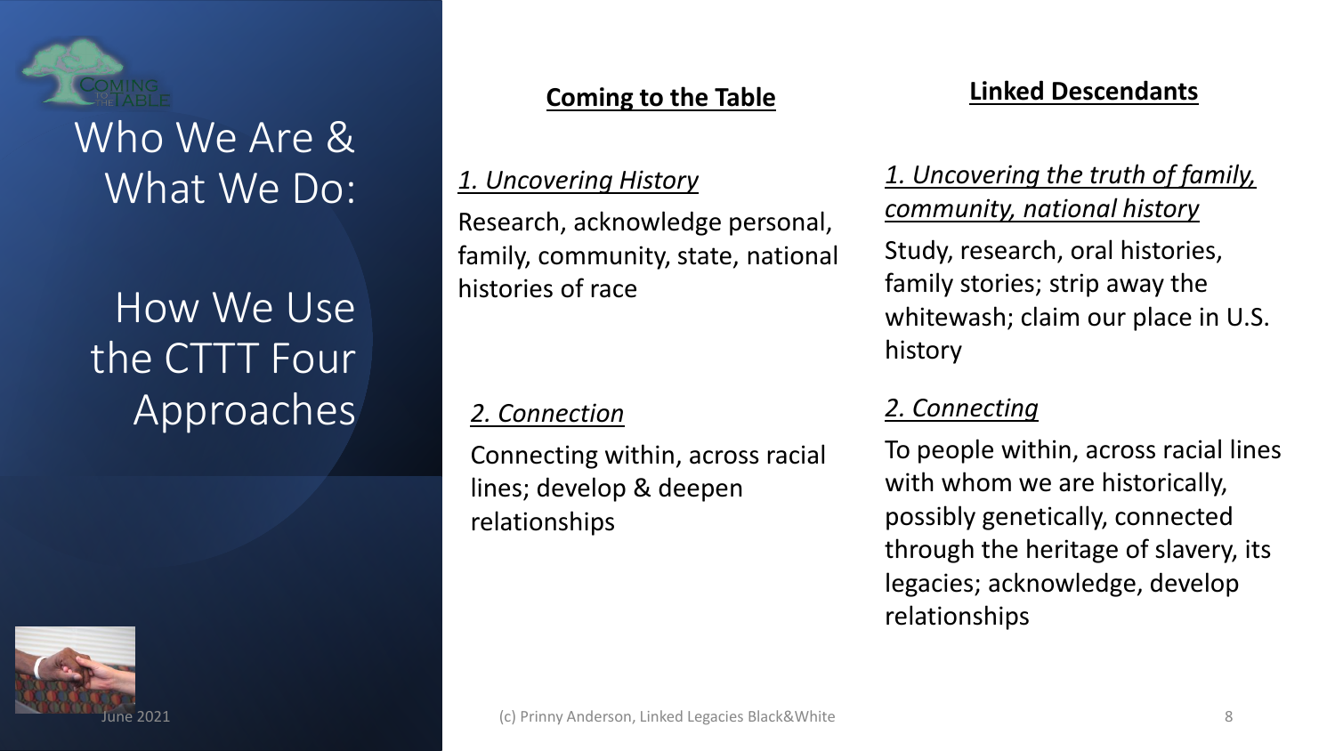# Who We Are & What We Do:

# How We Use the CTTT Four Approaches

**Coming to the Table**

*1. Uncovering History*

Research, acknowledge personal, family, community, state, national histories of race

*2. Connection*

Connecting within, across racial lines; develop & deepen relationships

**Linked Descendants**

*1. Uncovering the truth of family, community, national history*

Study, research, oral histories, family stories; strip away the whitewash; claim our place in U.S. history

*2. Connecting*

To people within, across racial lines with whom we are historically, possibly genetically, connected through the heritage of slavery, its legacies; acknowledge, develop relationships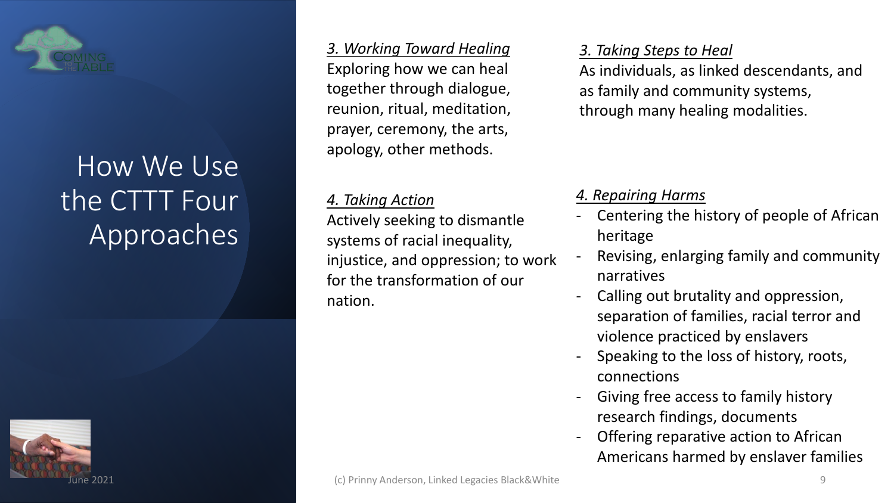# How We Use the CTTT Four Approaches

*3. Working Toward Healing*
Exploring how we can heal together through dialogue, reunion, ritual, meditation, prayer, ceremony, the arts, apology, other methods.

*4. Taking Action*
Actively seeking to dismantle systems of racial inequality, injustice, and oppression; to work for the transformation of our nation.

*3. Taking Steps to Heal*
As individuals, as linked descendants, and as family and community systems, through many healing modalities.

*4. Repairing Harms*

- Centering the history of people of African heritage
- Revising, enlarging family and community narratives
- Calling out brutality and oppression, separation of families, racial terror and violence practiced by enslavers
- Speaking to the loss of history, roots, connections
- Giving free access to family history research findings, documents
- Offering reparative action to African Americans harmed by enslaver families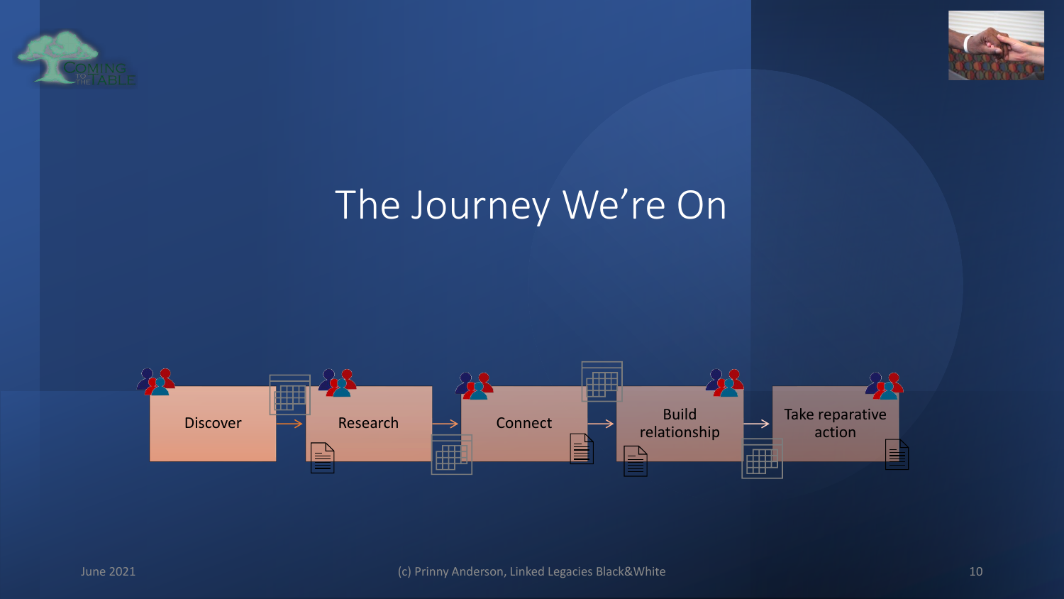# The Journey We're On

Discover → Research → Connect → Build relationship → Take reparative action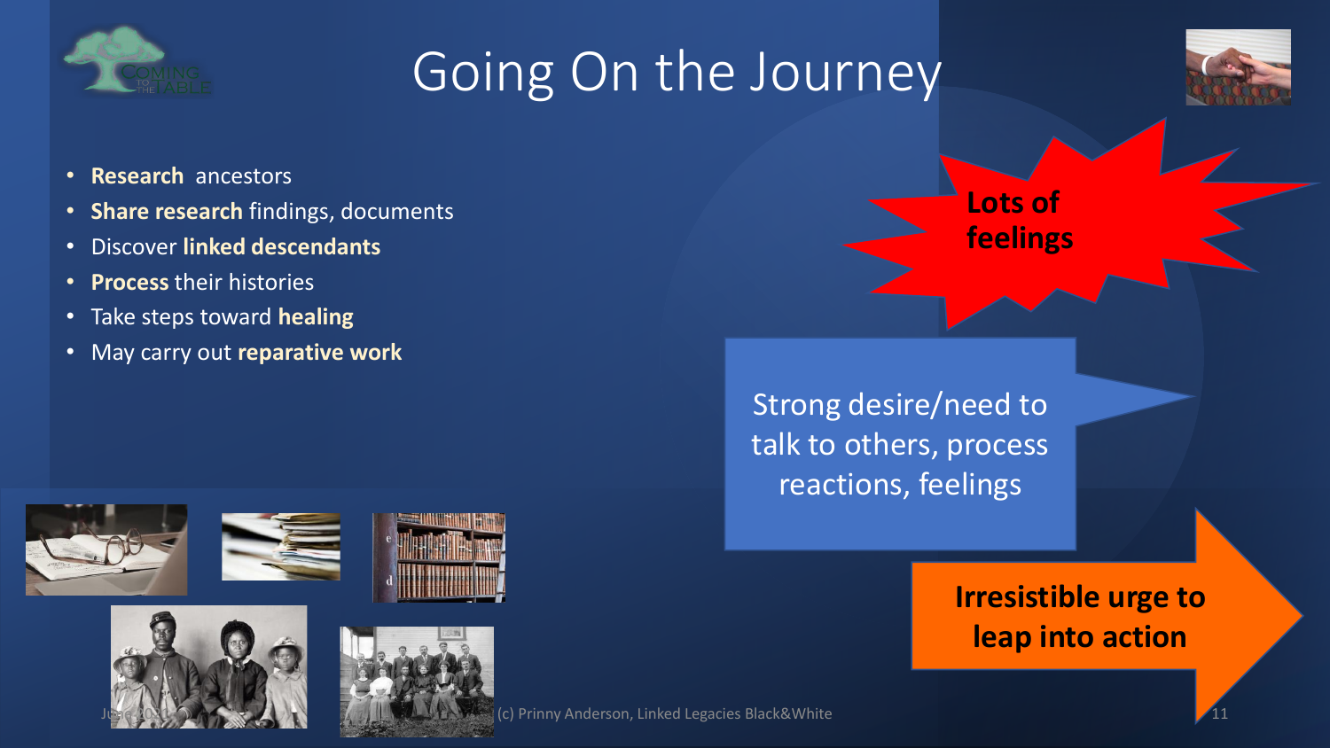# Going On the Journey

- **Research** ancestors
- **Share research** findings, documents
- Discover **linked descendants**
- **Process** their histories
- Take steps toward **healing**
- May carry out **reparative work**

**Lots of feelings**

Strong desire/need to talk to others, process reactions, feelings

**Irresistible urge to leap into action**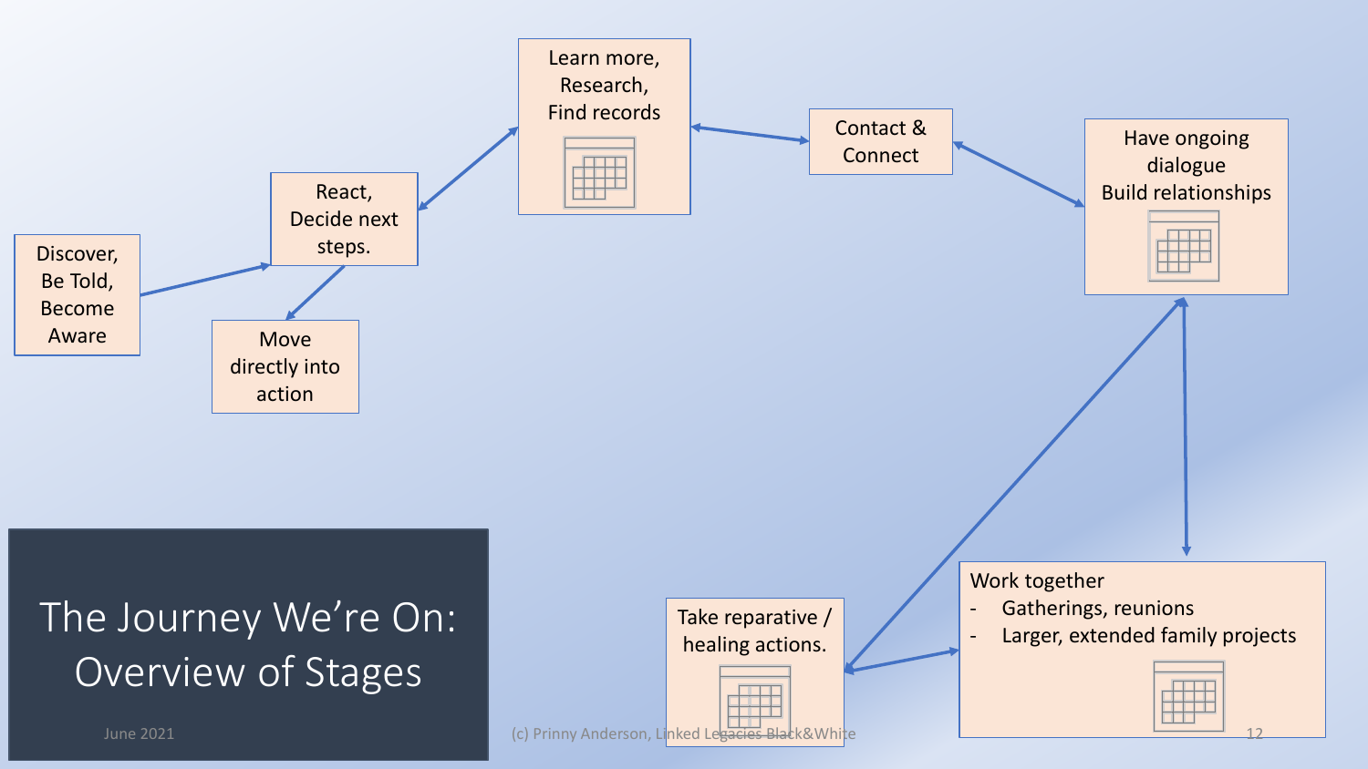# The Journey We're On: Overview of Stages

Discover, Be Told, Become Aware

React, Decide next steps.

Move directly into action

Learn more, Research, Find records

Contact & Connect

Have ongoing dialogue Build relationships

Work together
- Gatherings, reunions
- Larger, extended family projects

Take reparative / healing actions.

June 2021

(c) Prinny Anderson, Linked Legacies Black&White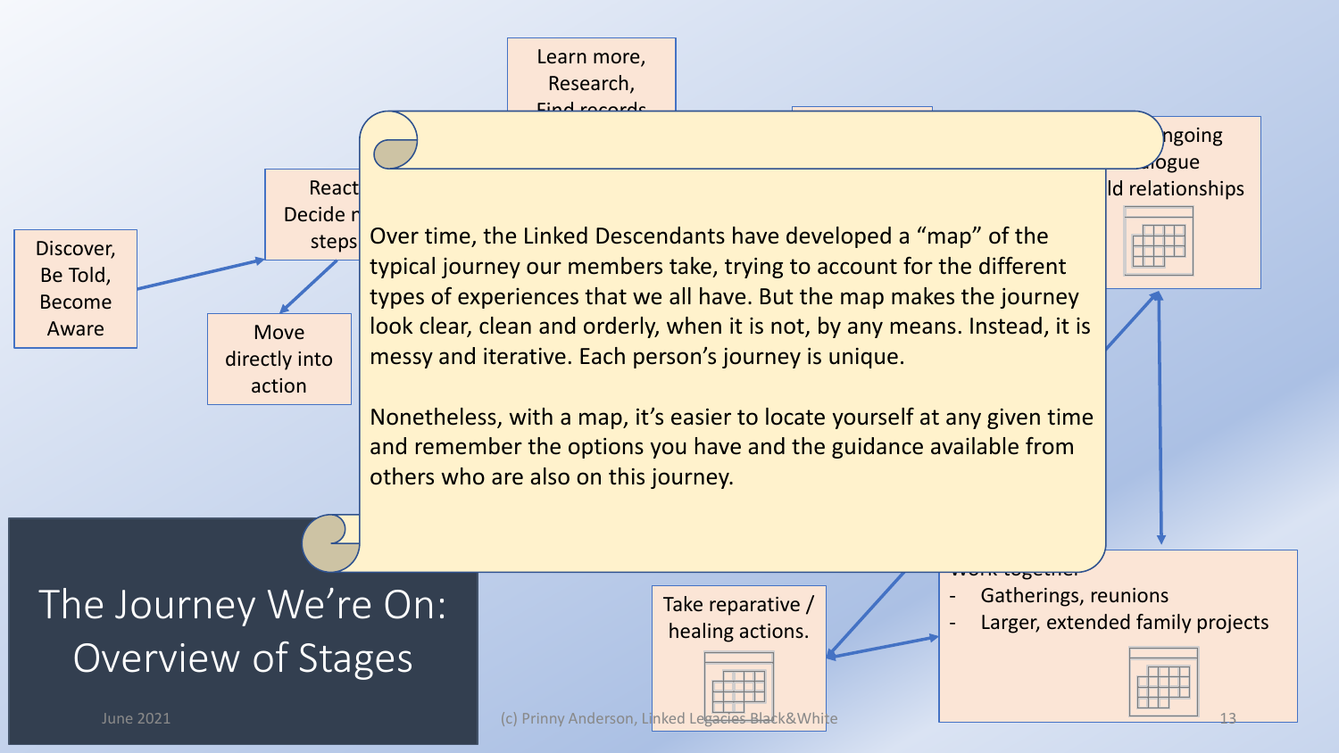# The Journey We're On: Overview of Stages

Discover, Be Told, Become Aware

React, Decide n... steps

Move directly into action

Learn more, Research, Find records

...ngoing ...logue ...ld relationships

Take reparative / healing actions.

Work together
- Gatherings, reunions
- Larger, extended family projects

Over time, the Linked Descendants have developed a "map" of the typical journey our members take, trying to account for the different types of experiences that we all have. But the map makes the journey look clear, clean and orderly, when it is not, by any means. Instead, it is messy and iterative. Each person's journey is unique.

Nonetheless, with a map, it's easier to locate yourself at any given time and remember the options you have and the guidance available from others who are also on this journey.

June 2021

(c) Prinny Anderson, Linked Legacies Black&White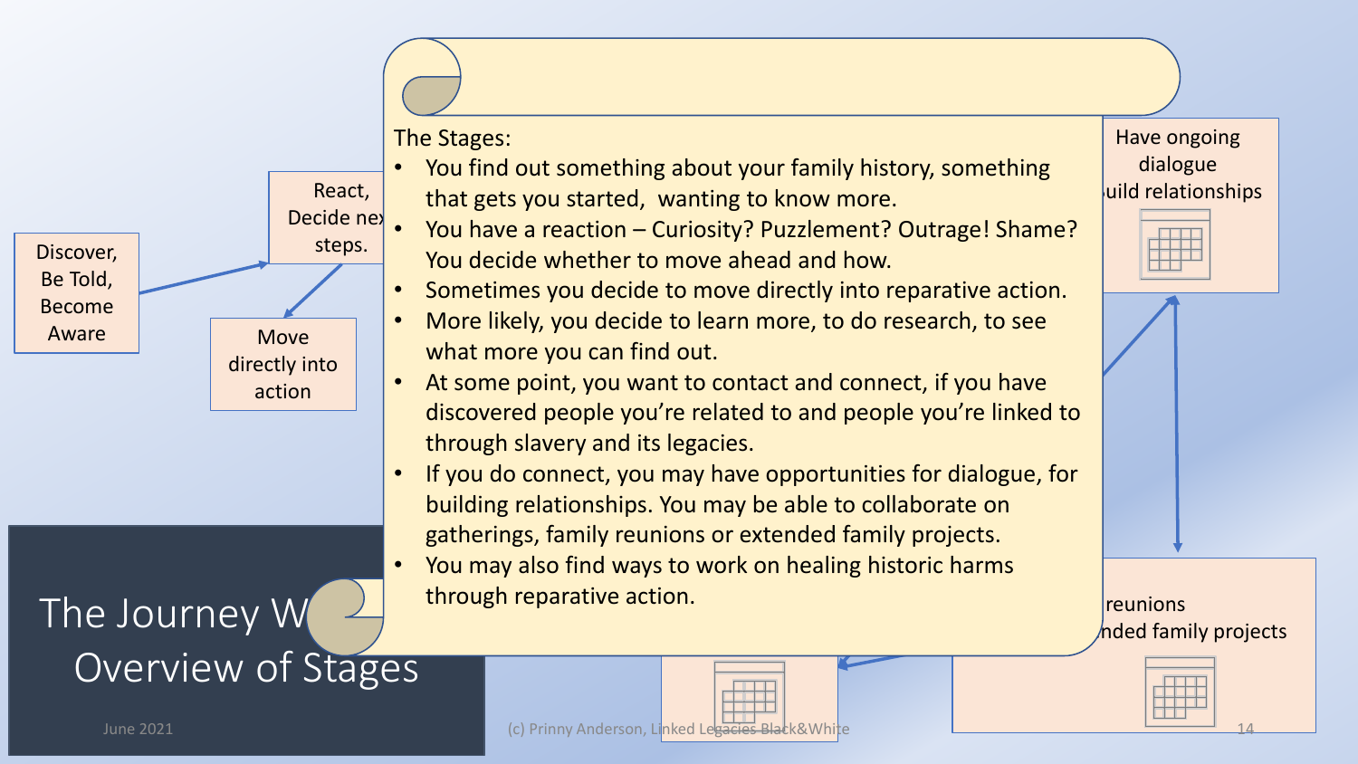# The Journey W... Overview of Stages

Discover, Be Told, Become Aware

React, Decide ne... steps.

Move directly into action

Have ongoing dialogue ...uild relationships

...reunions ...nded family projects

The Stages:

- You find out something about your family history, something that gets you started, wanting to know more.
- You have a reaction – Curiosity? Puzzlement? Outrage! Shame? You decide whether to move ahead and how.
- Sometimes you decide to move directly into reparative action.
- More likely, you decide to learn more, to do research, to see what more you can find out.
- At some point, you want to contact and connect, if you have discovered people you're related to and people you're linked to through slavery and its legacies.
- If you do connect, you may have opportunities for dialogue, for building relationships. You may be able to collaborate on gatherings, family reunions or extended family projects.
- You may also find ways to work on healing historic harms through reparative action.

June 2021

(c) Prinny Anderson, Linked Legacies Black&White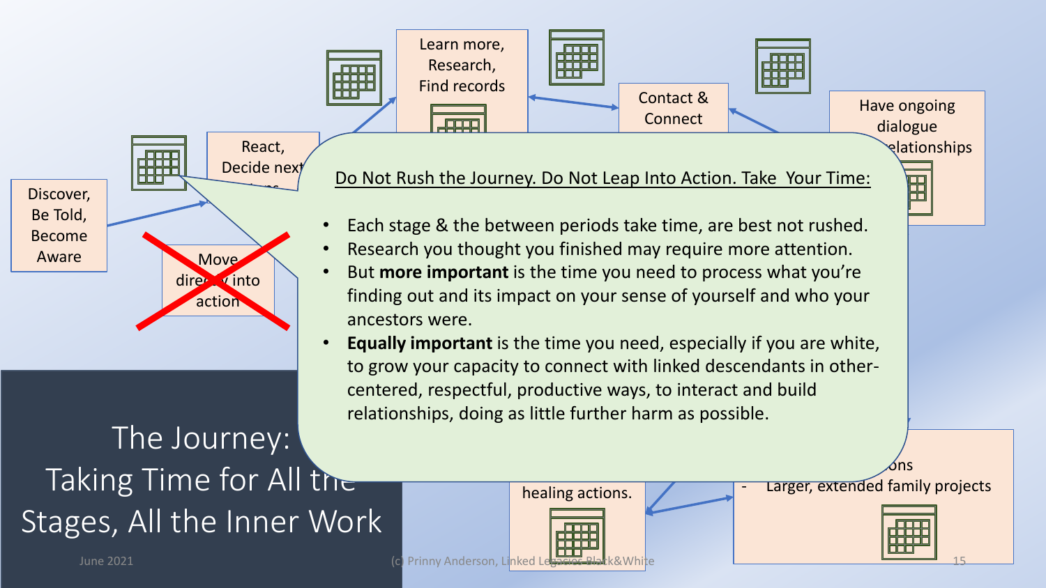# The Journey: Taking Time for All the Stages, All the Inner Work

Discover, Be Told, Become Aware

React, Decide next steps

~~Move directly into action~~

Learn more, Research, Find records

Contact & Connect

Have ongoing dialogue & relationships

healing actions.

- Larger, extended family projects

<u>Do Not Rush the Journey. Do Not Leap Into Action. Take Your Time:</u>

- Each stage & the between periods take time, are best not rushed.
- Research you thought you finished may require more attention.
- But **more important** is the time you need to process what you're finding out and its impact on your sense of yourself and who your ancestors were.
- **Equally important** is the time you need, especially if you are white, to grow your capacity to connect with linked descendants in other-centered, respectful, productive ways, to interact and build relationships, doing as little further harm as possible.

June 2021 (c) Prinny Anderson, Linked Legacies-Black&White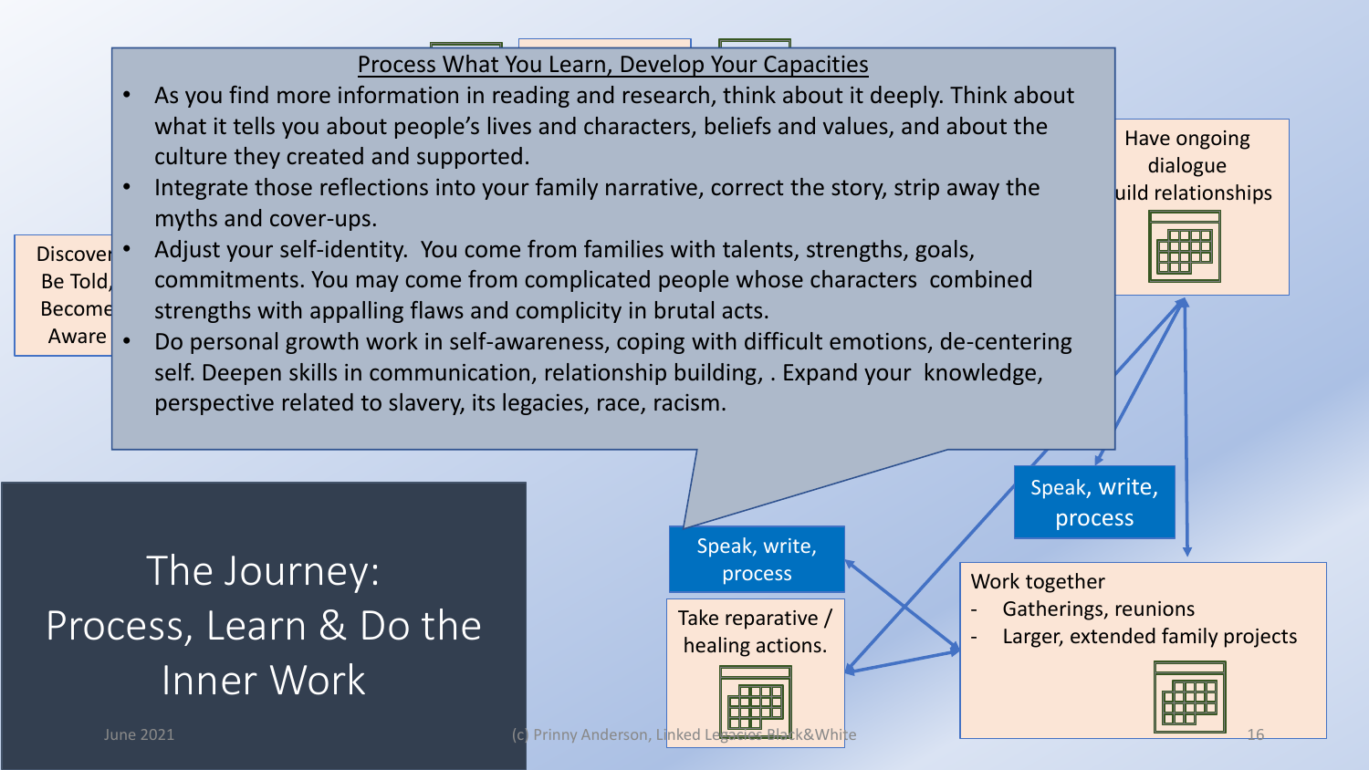## Process What You Learn, Develop Your Capacities

- As you find more information in reading and research, think about it deeply. Think about what it tells you about people's lives and characters, beliefs and values, and about the culture they created and supported.
- Integrate those reflections into your family narrative, correct the story, strip away the myths and cover-ups.
- Adjust your self-identity. You come from families with talents, strengths, goals, commitments. You may come from complicated people whose characters combined strengths with appalling flaws and complicity in brutal acts.
- Do personal growth work in self-awareness, coping with difficult emotions, de-centering self. Deepen skills in communication, relationship building, . Expand your knowledge, perspective related to slavery, its legacies, race, racism.

Discover, Be Told, Become Aware

Have ongoing dialogue uild relationships

Speak, write, process

Speak, write, process

Take reparative / healing actions.

Work together
- Gatherings, reunions
- Larger, extended family projects

# The Journey: Process, Learn & Do the Inner Work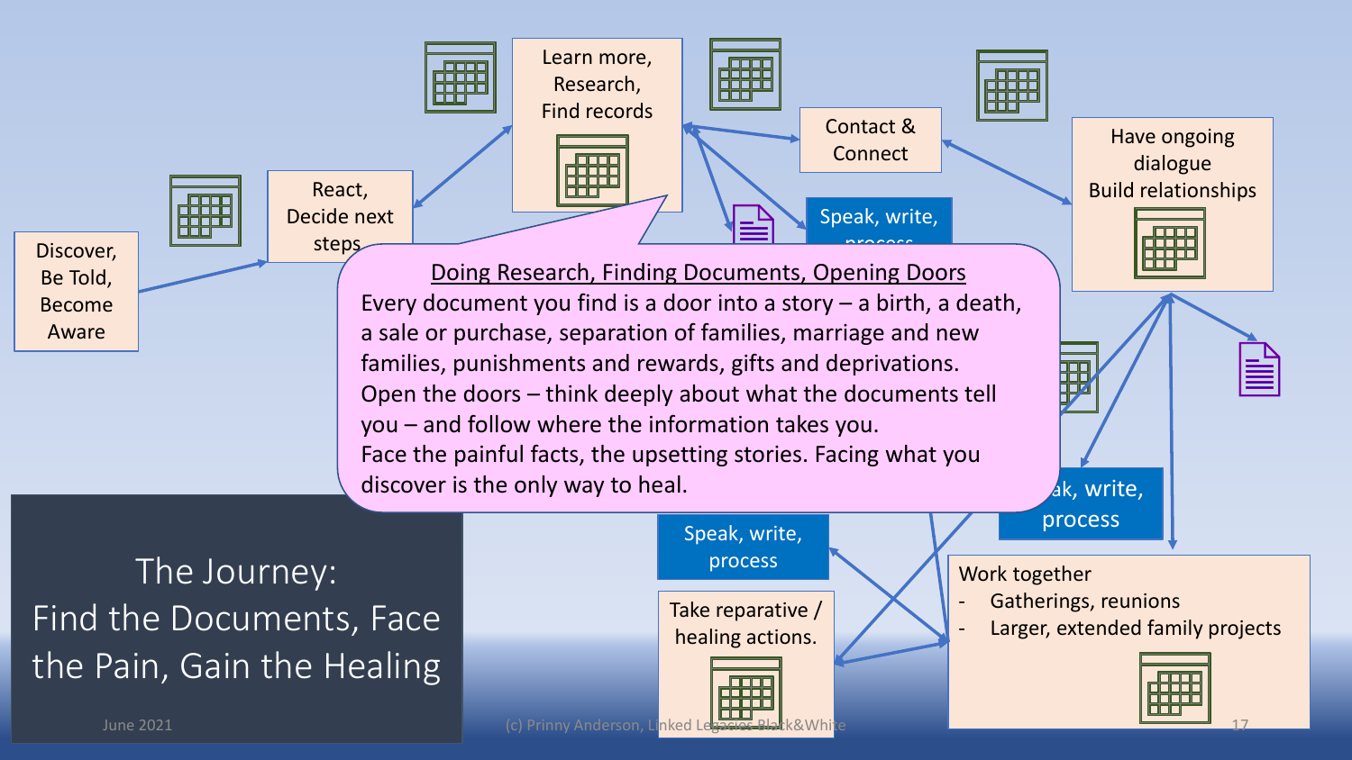# The Journey: Find the Documents, Face the Pain, Gain the Healing

Discover, Be Told, Become Aware

React, Decide next steps

Learn more, Research, Find records

Contact & Connect

Have ongoing dialogue Build relationships

Speak, write, process

Speak, write, process

Speak, write, process

Take reparative / healing actions.

Work together
- Gatherings, reunions
- Larger, extended family projects

## Doing Research, Finding Documents, Opening Doors

Every document you find is a door into a story – a birth, a death, a sale or purchase, separation of families, marriage and new families, punishments and rewards, gifts and deprivations.
Open the doors – think deeply about what the documents tell you – and follow where the information takes you.
Face the painful facts, the upsetting stories. Facing what you discover is the only way to heal.

June 2021

(c) Prinny Anderson, Linked Legacies Black&White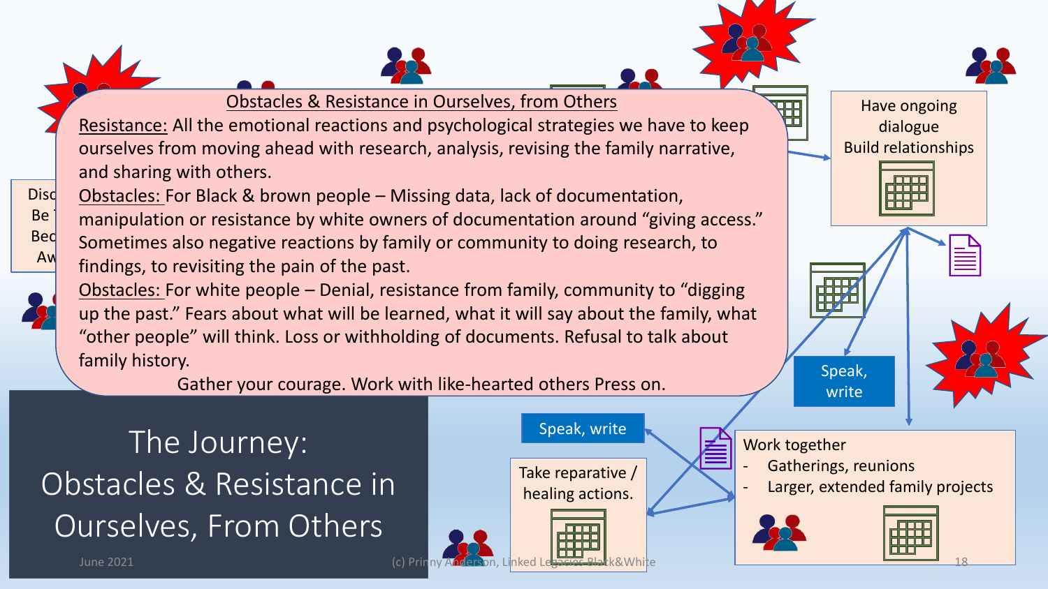## Obstacles & Resistance in Ourselves, from Others

Resistance: All the emotional reactions and psychological strategies we have to keep ourselves from moving ahead with research, analysis, revising the family narrative, and sharing with others.

Obstacles: For Black & brown people – Missing data, lack of documentation, manipulation or resistance by white owners of documentation around "giving access." Sometimes also negative reactions by family or community to doing research, to findings, to revisiting the pain of the past.

Obstacles: For white people – Denial, resistance from family, community to "digging up the past." Fears about what will be learned, what it will say about the family, what "other people" will think. Loss or withholding of documents. Refusal to talk about family history.

Gather your courage. Work with like-hearted others Press on.

Have ongoing dialogue
Build relationships

Speak, write

Speak, write

Take reparative / healing actions.

Work together
- Gatherings, reunions
- Larger, extended family projects

# The Journey: Obstacles & Resistance in Ourselves, From Others

June 2021

(c) Prinny Anderson, Linked Legacies: Black&White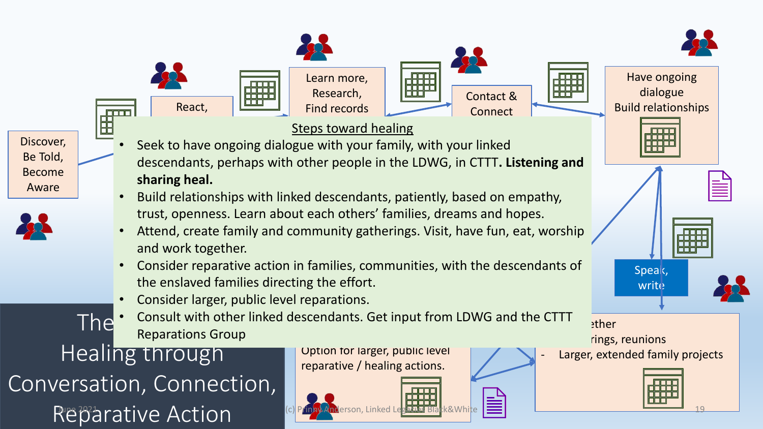Discover, Be Told, Become Aware

React,

Learn more, Research, Find records

Contact & Connect

Have ongoing dialogue Build relationships

## Steps toward healing

- Seek to have ongoing dialogue with your family, with your linked descendants, perhaps with other people in the LDWG, in CTTT. **Listening and sharing heal.**
- Build relationships with linked descendants, patiently, based on empathy, trust, openness. Learn about each others' families, dreams and hopes.
- Attend, create family and community gatherings. Visit, have fun, eat, worship and work together.
- Consider reparative action in families, communities, with the descendants of the enslaved families directing the effort.
- Consider larger, public level reparations.
- Consult with other linked descendants. Get input from LDWG and the CTTT Reparations Group

Speak, write

...ether
...rings, reunions
- Larger, extended family projects

Option for larger, public level reparative / healing actions.

# The Healing through Conversation, Connection, Reparative Action

June 2021

(c) Prinny Anderson, Linked Legacies Black&White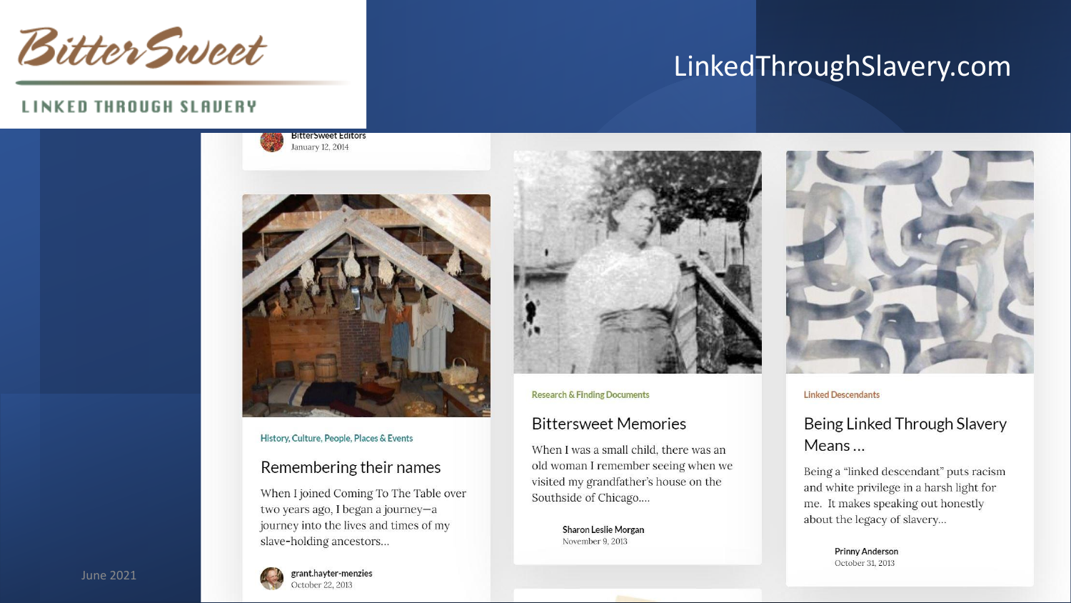# BitterSweet

LINKED THROUGH SLAVERY

## LinkedThroughSlavery.com

BitterSweet Editors
January 12, 2014

History, Culture, People, Places & Events

### Remembering their names

When I joined Coming To The Table over two years ago, I began a journey—a journey into the lives and times of my slave-holding ancestors...

grant.hayter-menzies
October 22, 2013

Research & Finding Documents

### Bittersweet Memories

When I was a small child, there was an old woman I remember seeing when we visited my grandfather's house on the Southside of Chicago....

Sharon Leslie Morgan
November 9, 2013

Linked Descendants

### Being Linked Through Slavery Means ...

Being a "linked descendant" puts racism and white privilege in a harsh light for me. It makes speaking out honestly about the legacy of slavery...

Prinny Anderson
October 31, 2013

June 2021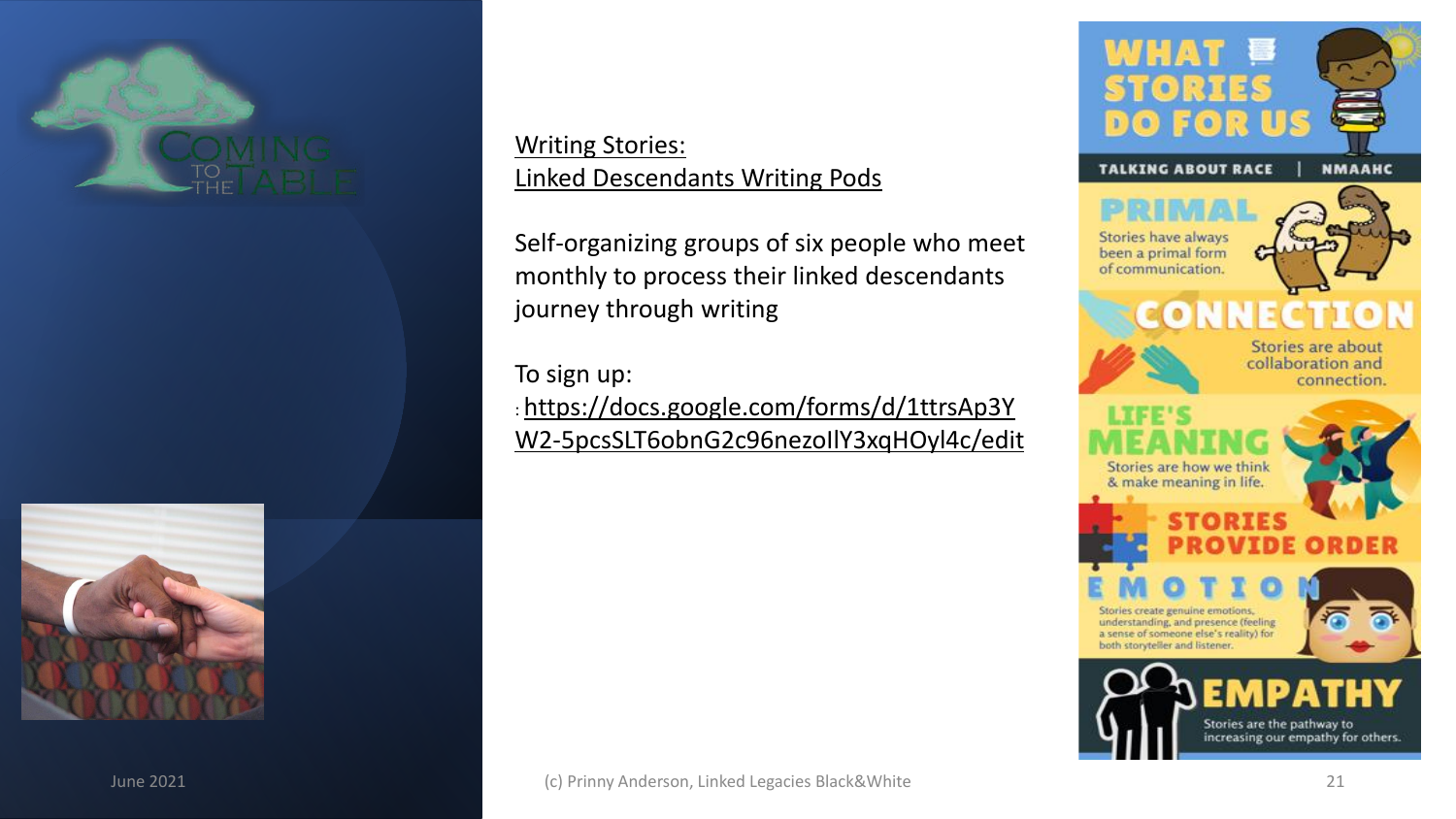Writing Stories:
Linked Descendants Writing Pods

Self-organizing groups of six people who meet monthly to process their linked descendants journey through writing

To sign up:
: https://docs.google.com/forms/d/1ttrsAp3YW2-5pcsSLT6obnG2c96nezoIlY3xqHOyl4c/edit

# WHAT STORIES DO FOR US

TALKING ABOUT RACE | NMAAHC

**PRIMAL**
Stories have always been a primal form of communication.

**CONNECTION**
Stories are about collaboration and connection.

**LIFE'S MEANING**
Stories are how we think & make meaning in life.

**STORIES PROVIDE ORDER**

**EMOTION**
Stories create genuine emotions, understanding, and presence (feeling a sense of someone else's reality) for both storyteller and listener.

**EMPATHY**
Stories are the pathway to increasing our empathy for others.

June 2021

(c) Prinny Anderson, Linked Legacies Black&White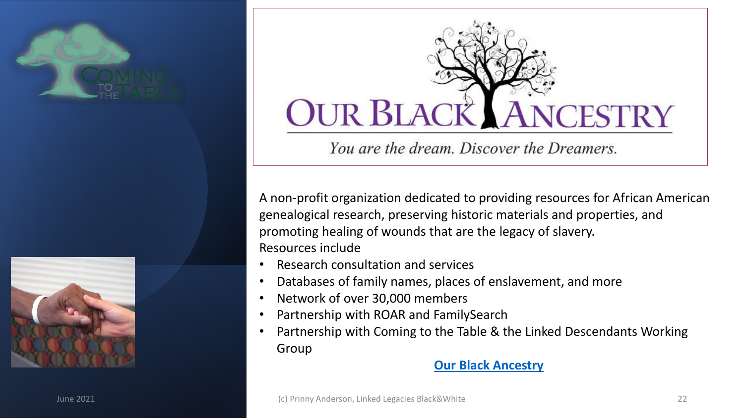# Our Black Ancestry

*You are the dream. Discover the Dreamers.*

A non-profit organization dedicated to providing resources for African American genealogical research, preserving historic materials and properties, and promoting healing of wounds that are the legacy of slavery.

Resources include

- Research consultation and services
- Databases of family names, places of enslavement, and more
- Network of over 30,000 members
- Partnership with ROAR and FamilySearch
- Partnership with Coming to the Table & the Linked Descendants Working Group

**Our Black Ancestry**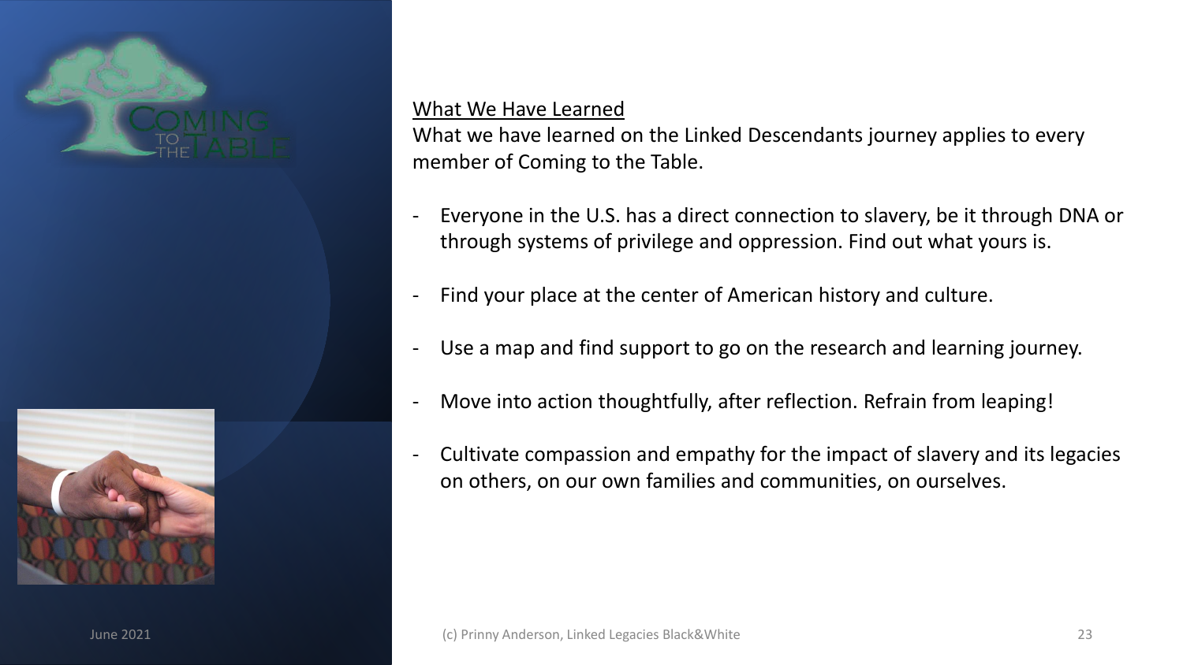## What We Have Learned

What we have learned on the Linked Descendants journey applies to every member of Coming to the Table.

- Everyone in the U.S. has a direct connection to slavery, be it through DNA or through systems of privilege and oppression. Find out what yours is.
- Find your place at the center of American history and culture.
- Use a map and find support to go on the research and learning journey.
- Move into action thoughtfully, after reflection. Refrain from leaping!
- Cultivate compassion and empathy for the impact of slavery and its legacies on others, on our own families and communities, on ourselves.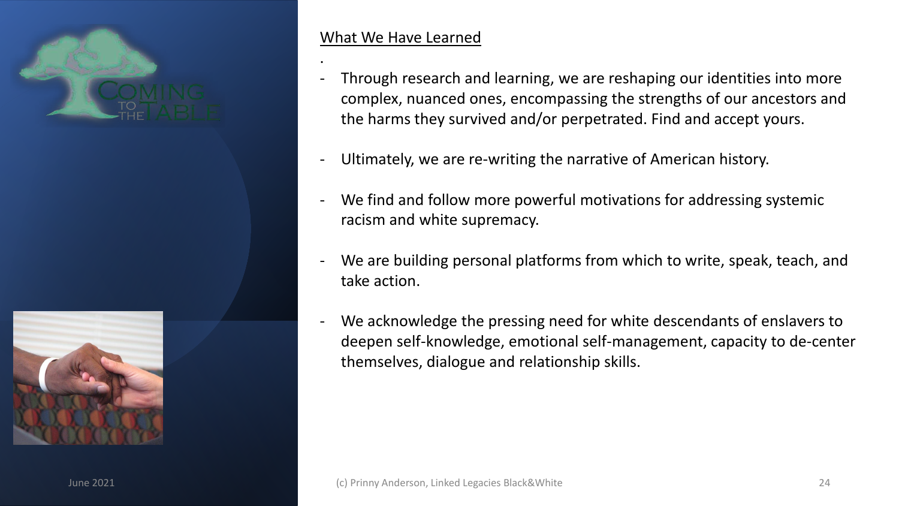## What We Have Learned

- Through research and learning, we are reshaping our identities into more complex, nuanced ones, encompassing the strengths of our ancestors and the harms they survived and/or perpetrated. Find and accept yours.
- Ultimately, we are re-writing the narrative of American history.
- We find and follow more powerful motivations for addressing systemic racism and white supremacy.
- We are building personal platforms from which to write, speak, teach, and take action.
- We acknowledge the pressing need for white descendants of enslavers to deepen self-knowledge, emotional self-management, capacity to de-center themselves, dialogue and relationship skills.